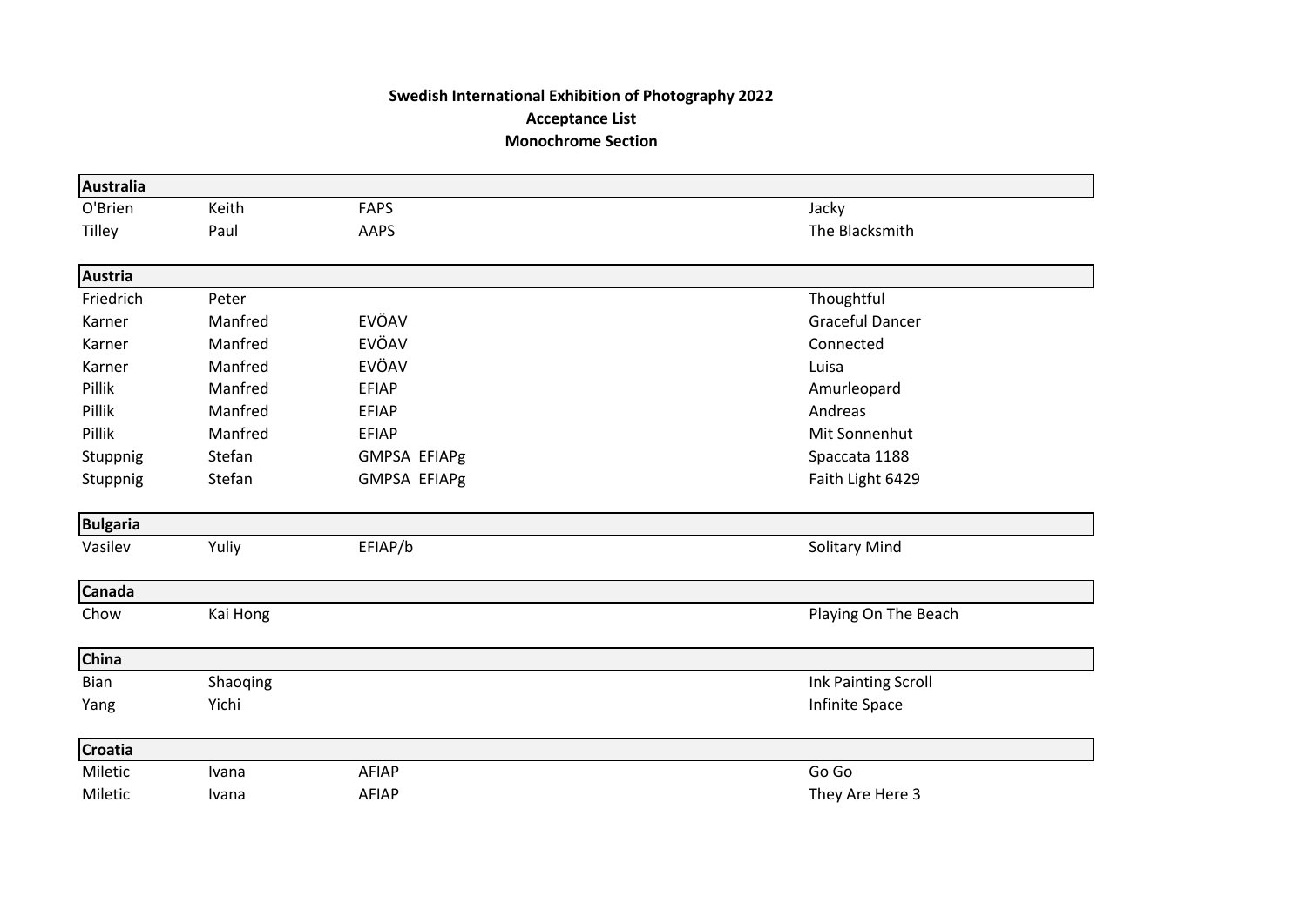**Swedish International Exhibition of Photography 2022**

**Acceptance List**

**Monochrome Section**

| **Australia** | | | |
|---|---|---|---|
| O'Brien | Keith | FAPS | Jacky |
| Tilley | Paul | AAPS | The Blacksmith |
| **Austria** | | | |
| Friedrich | Peter | | Thoughtful |
| Karner | Manfred | EVÖAV | Graceful Dancer |
| Karner | Manfred | EVÖAV | Connected |
| Karner | Manfred | EVÖAV | Luisa |
| Pillik | Manfred | EFIAP | Amurleopard |
| Pillik | Manfred | EFIAP | Andreas |
| Pillik | Manfred | EFIAP | Mit Sonnenhut |
| Stuppnig | Stefan | GMPSA EFIAPg | Spaccata 1188 |
| Stuppnig | Stefan | GMPSA EFIAPg | Faith Light 6429 |
| **Bulgaria** | | | |
| Vasilev | Yuliy | EFIAP/b | Solitary Mind |
| **Canada** | | | |
| Chow | Kai Hong | | Playing On The Beach |
| **China** | | | |
| Bian | Shaoqing | | Ink Painting Scroll |
| Yang | Yichi | | Infinite Space |
| **Croatia** | | | |
| Miletic | Ivana | AFIAP | Go Go |
| Miletic | Ivana | AFIAP | They Are Here 3 |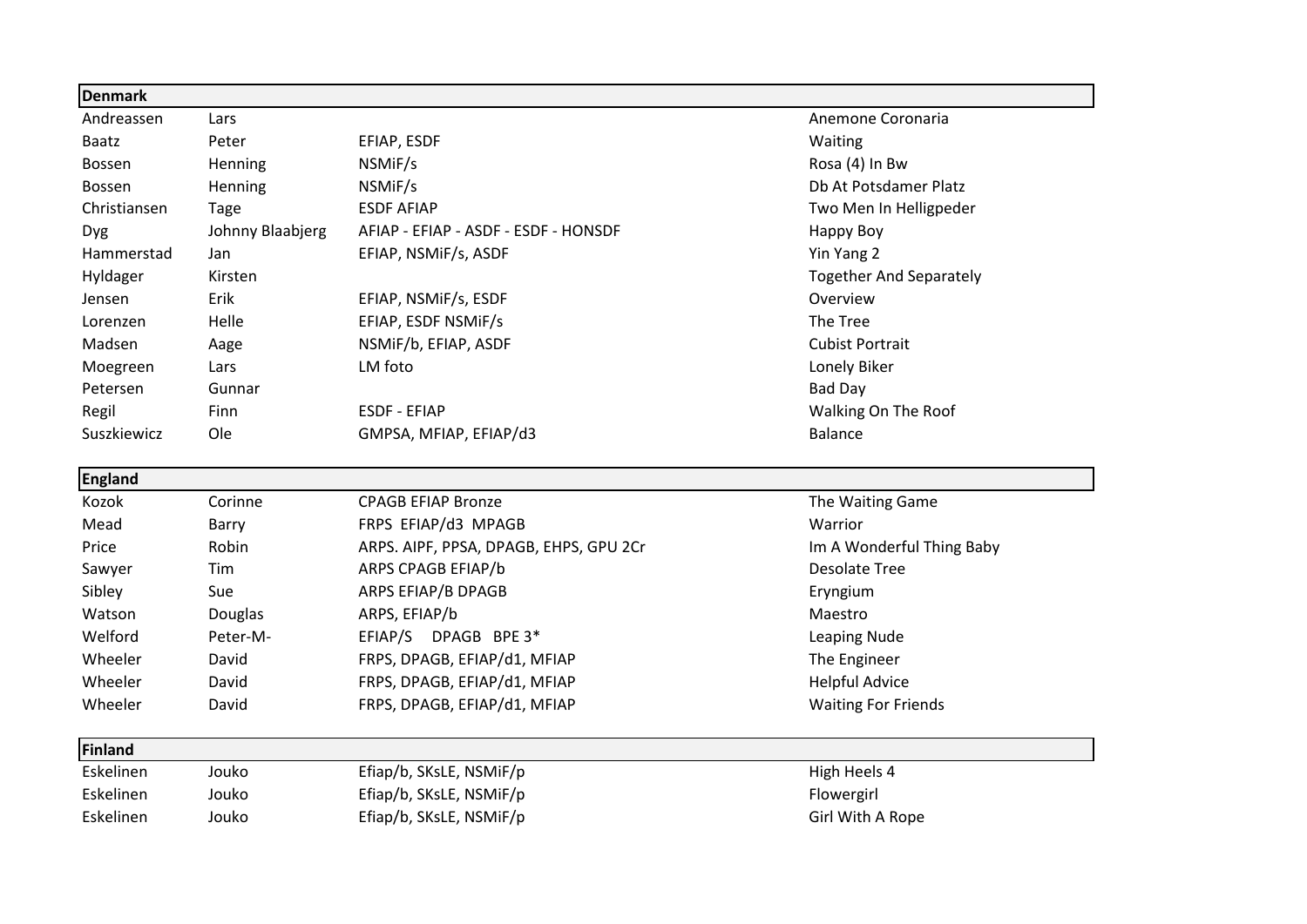## Denmark

| Surname | First name | Distinctions | Title |
|---|---|---|---|
| Andreassen | Lars | | Anemone Coronaria |
| Baatz | Peter | EFIAP, ESDF | Waiting |
| Bossen | Henning | NSMiF/s | Rosa (4) In Bw |
| Bossen | Henning | NSMiF/s | Db At Potsdamer Platz |
| Christiansen | Tage | ESDF AFIAP | Two Men In Helligpeder |
| Dyg | Johnny Blaabjerg | AFIAP - EFIAP - ASDF - ESDF - HONSDF | Happy Boy |
| Hammerstad | Jan | EFIAP, NSMiF/s, ASDF | Yin Yang 2 |
| Hyldager | Kirsten | | Together And Separately |
| Jensen | Erik | EFIAP, NSMiF/s, ESDF | Overview |
| Lorenzen | Helle | EFIAP, ESDF NSMiF/s | The Tree |
| Madsen | Aage | NSMiF/b, EFIAP, ASDF | Cubist Portrait |
| Moegreen | Lars | LM foto | Lonely Biker |
| Petersen | Gunnar | | Bad Day |
| Regil | Finn | ESDF - EFIAP | Walking On The Roof |
| Suszkiewicz | Ole | GMPSA, MFIAP, EFIAP/d3 | Balance |

## England

| Surname | First name | Distinctions | Title |
|---|---|---|---|
| Kozok | Corinne | CPAGB EFIAP Bronze | The Waiting Game |
| Mead | Barry | FRPS EFIAP/d3 MPAGB | Warrior |
| Price | Robin | ARPS. AIPF, PPSA, DPAGB, EHPS, GPU 2Cr | Im A Wonderful Thing Baby |
| Sawyer | Tim | ARPS CPAGB EFIAP/b | Desolate Tree |
| Sibley | Sue | ARPS EFIAP/B DPAGB | Eryngium |
| Watson | Douglas | ARPS, EFIAP/b | Maestro |
| Welford | Peter-M- | EFIAP/S DPAGB BPE 3* | Leaping Nude |
| Wheeler | David | FRPS, DPAGB, EFIAP/d1, MFIAP | The Engineer |
| Wheeler | David | FRPS, DPAGB, EFIAP/d1, MFIAP | Helpful Advice |
| Wheeler | David | FRPS, DPAGB, EFIAP/d1, MFIAP | Waiting For Friends |

## Finland

| Surname | First name | Distinctions | Title |
|---|---|---|---|
| Eskelinen | Jouko | Efiap/b, SKsLE, NSMiF/p | High Heels 4 |
| Eskelinen | Jouko | Efiap/b, SKsLE, NSMiF/p | Flowergirl |
| Eskelinen | Jouko | Efiap/b, SKsLE, NSMiF/p | Girl With A Rope |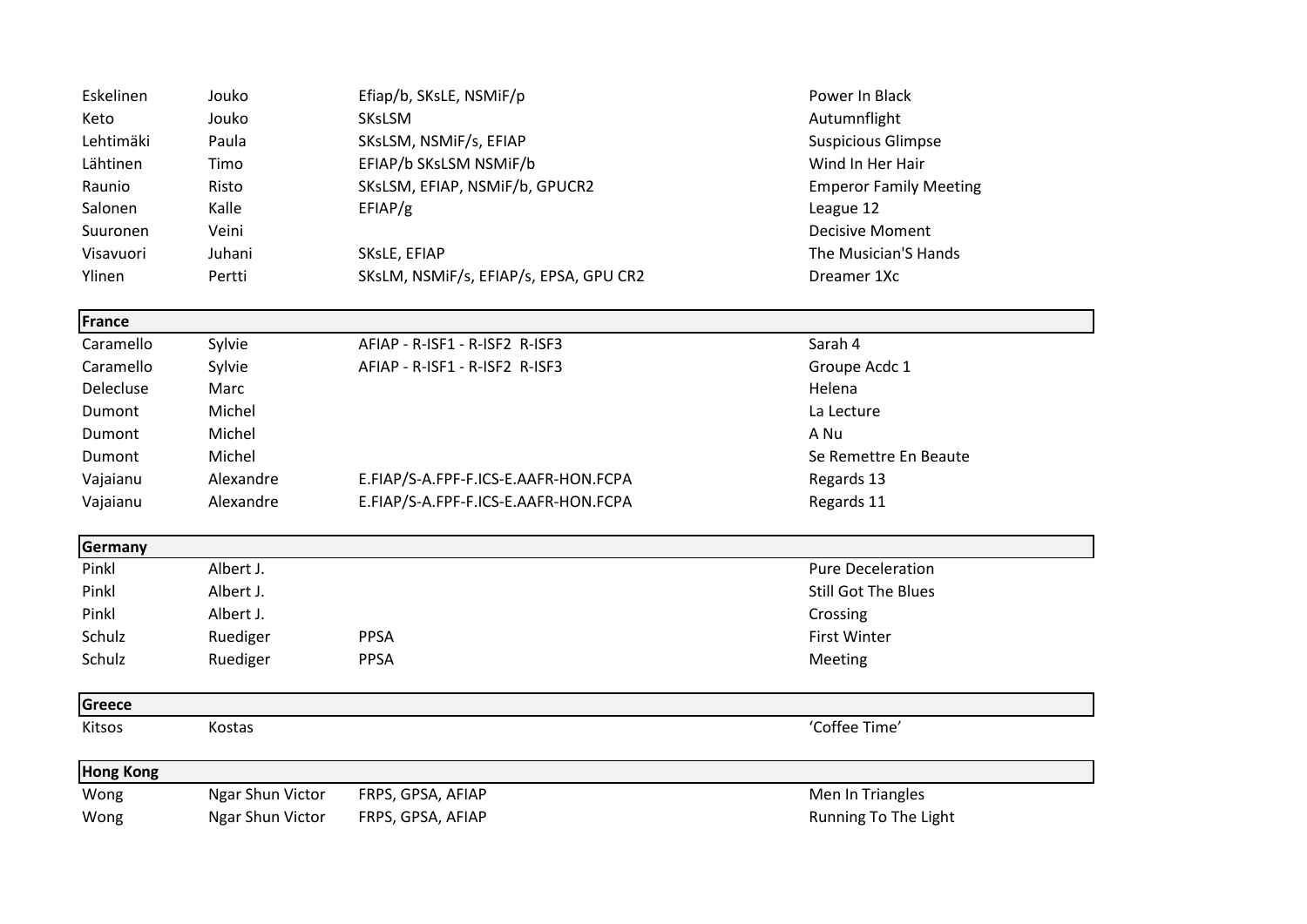| | | | |
|---|---|---|---|
| Eskelinen | Jouko | Efiap/b, SKsLE, NSMiF/p | Power In Black |
| Keto | Jouko | SKsLSM | Autumnflight |
| Lehtimäki | Paula | SKsLSM, NSMiF/s, EFIAP | Suspicious Glimpse |
| Lähtinen | Timo | EFIAP/b SKsLSM NSMiF/b | Wind In Her Hair |
| Raunio | Risto | SKsLSM, EFIAP, NSMiF/b, GPUCR2 | Emperor Family Meeting |
| Salonen | Kalle | EFIAP/g | League 12 |
| Suuronen | Veini | | Decisive Moment |
| Visavuori | Juhani | SKsLE, EFIAP | The Musician'S Hands |
| Ylinen | Pertti | SKsLM, NSMiF/s, EFIAP/s, EPSA, GPU CR2 | Dreamer 1Xc |
| **France** | | | |
| Caramello | Sylvie | AFIAP - R-ISF1 - R-ISF2 R-ISF3 | Sarah 4 |
| Caramello | Sylvie | AFIAP - R-ISF1 - R-ISF2 R-ISF3 | Groupe Acdc 1 |
| Delecluse | Marc | | Helena |
| Dumont | Michel | | La Lecture |
| Dumont | Michel | | A Nu |
| Dumont | Michel | | Se Remettre En Beaute |
| Vajaianu | Alexandre | E.FIAP/S-A.FPF-F.ICS-E.AAFR-HON.FCPA | Regards 13 |
| Vajaianu | Alexandre | E.FIAP/S-A.FPF-F.ICS-E.AAFR-HON.FCPA | Regards 11 |
| **Germany** | | | |
| Pinkl | Albert J. | | Pure Deceleration |
| Pinkl | Albert J. | | Still Got The Blues |
| Pinkl | Albert J. | | Crossing |
| Schulz | Ruediger | PPSA | First Winter |
| Schulz | Ruediger | PPSA | Meeting |
| **Greece** | | | |
| Kitsos | Kostas | | 'Coffee Time' |
| **Hong Kong** | | | |
| Wong | Ngar Shun Victor | FRPS, GPSA, AFIAP | Men In Triangles |
| Wong | Ngar Shun Victor | FRPS, GPSA, AFIAP | Running To The Light |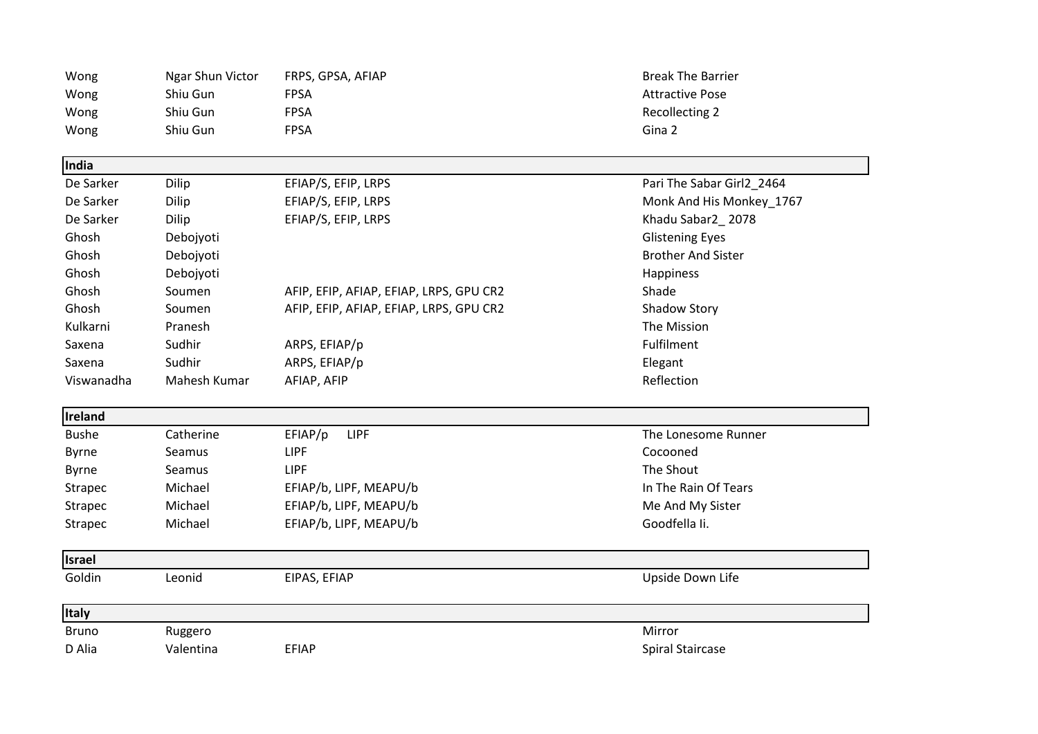| | | | |
|---|---|---|---|
| Wong | Ngar Shun Victor | FRPS, GPSA, AFIAP | Break The Barrier |
| Wong | Shiu Gun | FPSA | Attractive Pose |
| Wong | Shiu Gun | FPSA | Recollecting 2 |
| Wong | Shiu Gun | FPSA | Gina 2 |
| **India** | | | |
| De Sarker | Dilip | EFIAP/S, EFIP, LRPS | Pari The Sabar Girl2_2464 |
| De Sarker | Dilip | EFIAP/S, EFIP, LRPS | Monk And His Monkey_1767 |
| De Sarker | Dilip | EFIAP/S, EFIP, LRPS | Khadu Sabar2_ 2078 |
| Ghosh | Debojyoti | | Glistening Eyes |
| Ghosh | Debojyoti | | Brother And Sister |
| Ghosh | Debojyoti | | Happiness |
| Ghosh | Soumen | AFIP, EFIP, AFIAP, EFIAP, LRPS, GPU CR2 | Shade |
| Ghosh | Soumen | AFIP, EFIP, AFIAP, EFIAP, LRPS, GPU CR2 | Shadow Story |
| Kulkarni | Pranesh | | The Mission |
| Saxena | Sudhir | ARPS, EFIAP/p | Fulfilment |
| Saxena | Sudhir | ARPS, EFIAP/p | Elegant |
| Viswanadha | Mahesh Kumar | AFIAP, AFIP | Reflection |
| **Ireland** | | | |
| Bushe | Catherine | EFIAP/p LIPF | The Lonesome Runner |
| Byrne | Seamus | LIPF | Cocooned |
| Byrne | Seamus | LIPF | The Shout |
| Strapec | Michael | EFIAP/b, LIPF, MEAPU/b | In The Rain Of Tears |
| Strapec | Michael | EFIAP/b, LIPF, MEAPU/b | Me And My Sister |
| Strapec | Michael | EFIAP/b, LIPF, MEAPU/b | Goodfella Ii. |
| **Israel** | | | |
| Goldin | Leonid | EIPAS, EFIAP | Upside Down Life |
| **Italy** | | | |
| Bruno | Ruggero | | Mirror |
| D Alia | Valentina | EFIAP | Spiral Staircase |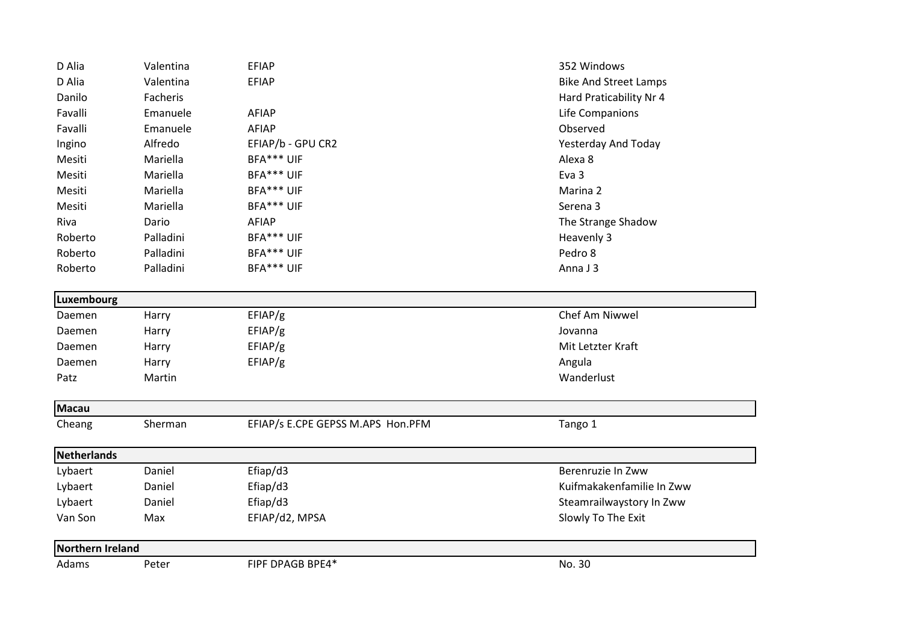| | | | |
|---|---|---|---|
| D Alia | Valentina | EFIAP | 352 Windows |
| D Alia | Valentina | EFIAP | Bike And Street Lamps |
| Danilo | Facheris | | Hard Praticability Nr 4 |
| Favalli | Emanuele | AFIAP | Life Companions |
| Favalli | Emanuele | AFIAP | Observed |
| Ingino | Alfredo | EFIAP/b - GPU CR2 | Yesterday And Today |
| Mesiti | Mariella | BFA*** UIF | Alexa 8 |
| Mesiti | Mariella | BFA*** UIF | Eva 3 |
| Mesiti | Mariella | BFA*** UIF | Marina 2 |
| Mesiti | Mariella | BFA*** UIF | Serena 3 |
| Riva | Dario | AFIAP | The Strange Shadow |
| Roberto | Palladini | BFA*** UIF | Heavenly 3 |
| Roberto | Palladini | BFA*** UIF | Pedro 8 |
| Roberto | Palladini | BFA*** UIF | Anna J 3 |
| **Luxembourg** | | | |
| Daemen | Harry | EFIAP/g | Chef Am Niwwel |
| Daemen | Harry | EFIAP/g | Jovanna |
| Daemen | Harry | EFIAP/g | Mit Letzter Kraft |
| Daemen | Harry | EFIAP/g | Angula |
| Patz | Martin | | Wanderlust |
| **Macau** | | | |
| Cheang | Sherman | EFIAP/s E.CPE GEPSS M.APS Hon.PFM | Tango 1 |
| **Netherlands** | | | |
| Lybaert | Daniel | Efiap/d3 | Berenruzie In Zww |
| Lybaert | Daniel | Efiap/d3 | Kuifmakakenfamilie In Zww |
| Lybaert | Daniel | Efiap/d3 | Steamrailwaystory In Zww |
| Van Son | Max | EFIAP/d2, MPSA | Slowly To The Exit |
| **Northern Ireland** | | | |
| Adams | Peter | FIPF DPAGB BPE4* | No. 30 |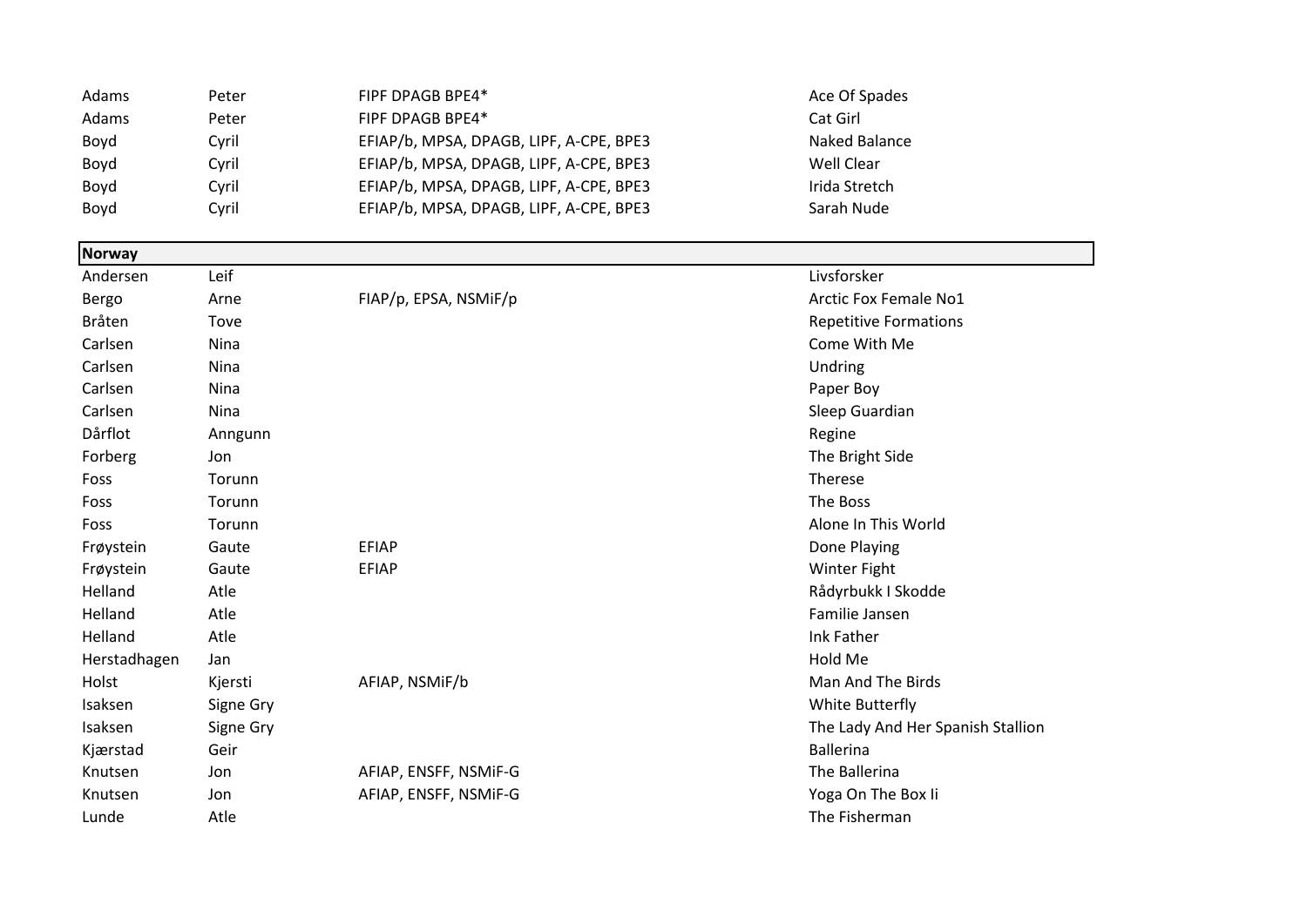| | | | |
|---|---|---|---|
| Adams | Peter | FIPF DPAGB BPE4* | Ace Of Spades |
| Adams | Peter | FIPF DPAGB BPE4* | Cat Girl |
| Boyd | Cyril | EFIAP/b, MPSA, DPAGB, LIPF, A-CPE, BPE3 | Naked Balance |
| Boyd | Cyril | EFIAP/b, MPSA, DPAGB, LIPF, A-CPE, BPE3 | Well Clear |
| Boyd | Cyril | EFIAP/b, MPSA, DPAGB, LIPF, A-CPE, BPE3 | Irida Stretch |
| Boyd | Cyril | EFIAP/b, MPSA, DPAGB, LIPF, A-CPE, BPE3 | Sarah Nude |
| **Norway** | | | |
| Andersen | Leif | | Livsforsker |
| Bergo | Arne | FIAP/p, EPSA, NSMiF/p | Arctic Fox Female No1 |
| Bråten | Tove | | Repetitive Formations |
| Carlsen | Nina | | Come With Me |
| Carlsen | Nina | | Undring |
| Carlsen | Nina | | Paper Boy |
| Carlsen | Nina | | Sleep Guardian |
| Dårflot | Anngunn | | Regine |
| Forberg | Jon | | The Bright Side |
| Foss | Torunn | | Therese |
| Foss | Torunn | | The Boss |
| Foss | Torunn | | Alone In This World |
| Frøystein | Gaute | EFIAP | Done Playing |
| Frøystein | Gaute | EFIAP | Winter Fight |
| Helland | Atle | | Rådyrbukk I Skodde |
| Helland | Atle | | Familie Jansen |
| Helland | Atle | | Ink Father |
| Herstadhagen | Jan | | Hold Me |
| Holst | Kjersti | AFIAP, NSMiF/b | Man And The Birds |
| Isaksen | Signe Gry | | White Butterfly |
| Isaksen | Signe Gry | | The Lady And Her Spanish Stallion |
| Kjærstad | Geir | | Ballerina |
| Knutsen | Jon | AFIAP, ENSFF, NSMiF-G | The Ballerina |
| Knutsen | Jon | AFIAP, ENSFF, NSMiF-G | Yoga On The Box Ii |
| Lunde | Atle | | The Fisherman |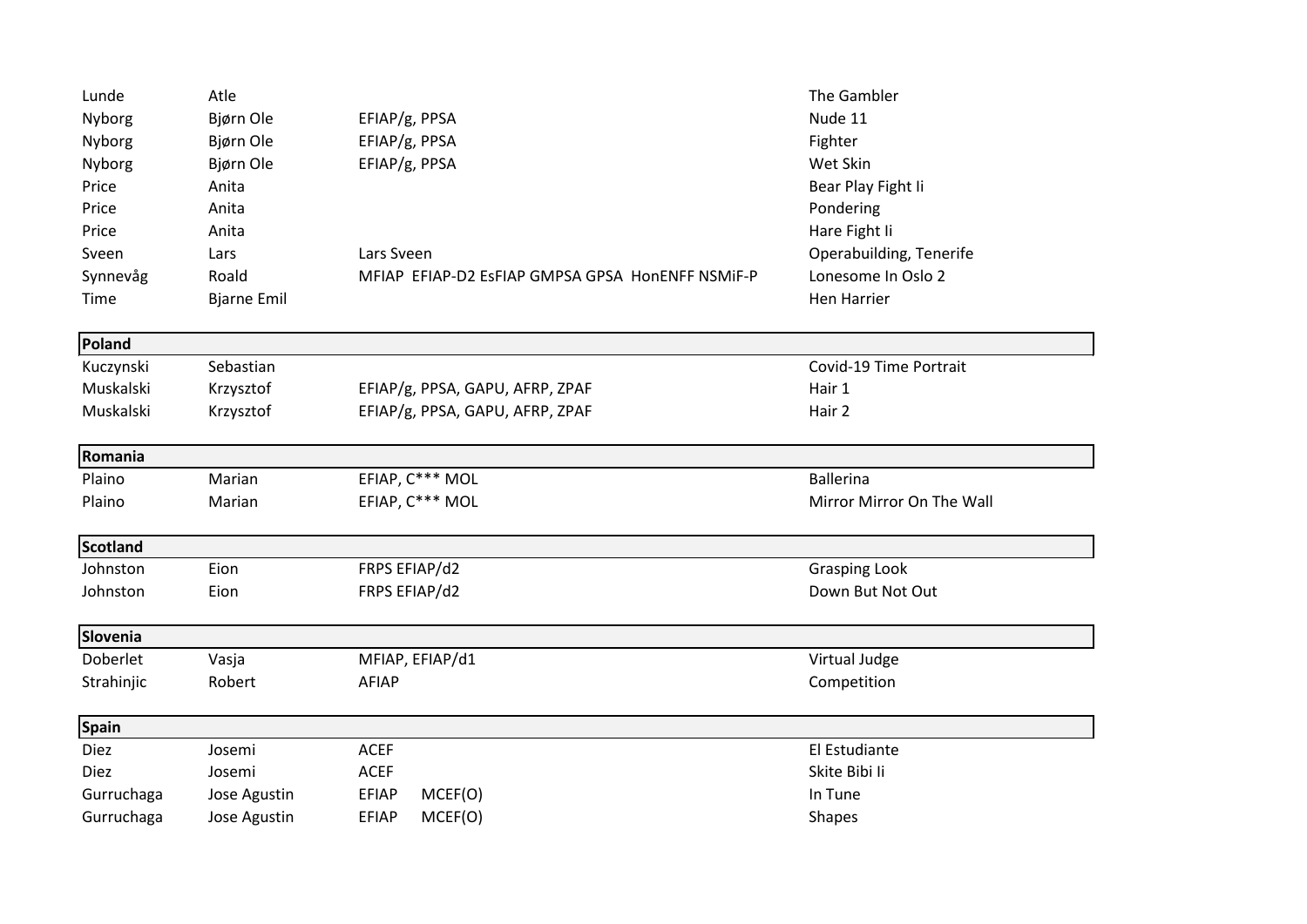| | | | |
|---|---|---|---|
| Lunde | Atle | | The Gambler |
| Nyborg | Bjørn Ole | EFIAP/g, PPSA | Nude 11 |
| Nyborg | Bjørn Ole | EFIAP/g, PPSA | Fighter |
| Nyborg | Bjørn Ole | EFIAP/g, PPSA | Wet Skin |
| Price | Anita | | Bear Play Fight Ii |
| Price | Anita | | Pondering |
| Price | Anita | | Hare Fight Ii |
| Sveen | Lars | Lars Sveen | Operabuilding, Tenerife |
| Synnevåg | Roald | MFIAP EFIAP-D2 EsFIAP GMPSA GPSA HonENFF NSMiF-P | Lonesome In Oslo 2 |
| Time | Bjarne Emil | | Hen Harrier |
| **Poland** | | | |
| Kuczynski | Sebastian | | Covid-19 Time Portrait |
| Muskalski | Krzysztof | EFIAP/g, PPSA, GAPU, AFRP, ZPAF | Hair 1 |
| Muskalski | Krzysztof | EFIAP/g, PPSA, GAPU, AFRP, ZPAF | Hair 2 |
| **Romania** | | | |
| Plaino | Marian | EFIAP, C*** MOL | Ballerina |
| Plaino | Marian | EFIAP, C*** MOL | Mirror Mirror On The Wall |
| **Scotland** | | | |
| Johnston | Eion | FRPS EFIAP/d2 | Grasping Look |
| Johnston | Eion | FRPS EFIAP/d2 | Down But Not Out |
| **Slovenia** | | | |
| Doberlet | Vasja | MFIAP, EFIAP/d1 | Virtual Judge |
| Strahinjic | Robert | AFIAP | Competition |
| **Spain** | | | |
| Diez | Josemi | ACEF | El Estudiante |
| Diez | Josemi | ACEF | Skite Bibi Ii |
| Gurruchaga | Jose Agustin | EFIAP MCEF(O) | In Tune |
| Gurruchaga | Jose Agustin | EFIAP MCEF(O) | Shapes |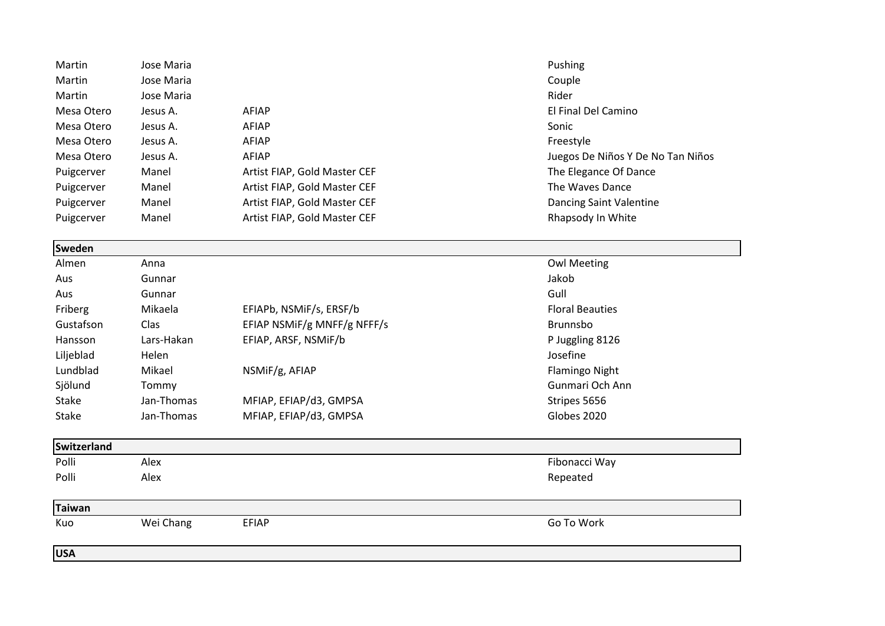| | | | |
|---|---|---|---|
| Martin | Jose Maria | | Pushing |
| Martin | Jose Maria | | Couple |
| Martin | Jose Maria | | Rider |
| Mesa Otero | Jesus A. | AFIAP | El Final Del Camino |
| Mesa Otero | Jesus A. | AFIAP | Sonic |
| Mesa Otero | Jesus A. | AFIAP | Freestyle |
| Mesa Otero | Jesus A. | AFIAP | Juegos De Niños Y De No Tan Niños |
| Puigcerver | Manel | Artist FIAP, Gold Master CEF | The Elegance Of Dance |
| Puigcerver | Manel | Artist FIAP, Gold Master CEF | The Waves Dance |
| Puigcerver | Manel | Artist FIAP, Gold Master CEF | Dancing Saint Valentine |
| Puigcerver | Manel | Artist FIAP, Gold Master CEF | Rhapsody In White |
| **Sweden** | | | |
| Almen | Anna | | Owl Meeting |
| Aus | Gunnar | | Jakob |
| Aus | Gunnar | | Gull |
| Friberg | Mikaela | EFIAPb, NSMiF/s, ERSF/b | Floral Beauties |
| Gustafson | Clas | EFIAP NSMiF/g MNFF/g NFFF/s | Brunnsbo |
| Hansson | Lars-Hakan | EFIAP, ARSF, NSMiF/b | P Juggling 8126 |
| Liljeblad | Helen | | Josefine |
| Lundblad | Mikael | NSMiF/g, AFIAP | Flamingo Night |
| Sjölund | Tommy | | Gunmari Och Ann |
| Stake | Jan-Thomas | MFIAP, EFIAP/d3, GMPSA | Stripes 5656 |
| Stake | Jan-Thomas | MFIAP, EFIAP/d3, GMPSA | Globes 2020 |
| **Switzerland** | | | |
| Polli | Alex | | Fibonacci Way |
| Polli | Alex | | Repeated |
| **Taiwan** | | | |
| Kuo | Wei Chang | EFIAP | Go To Work |
| **USA** | | | |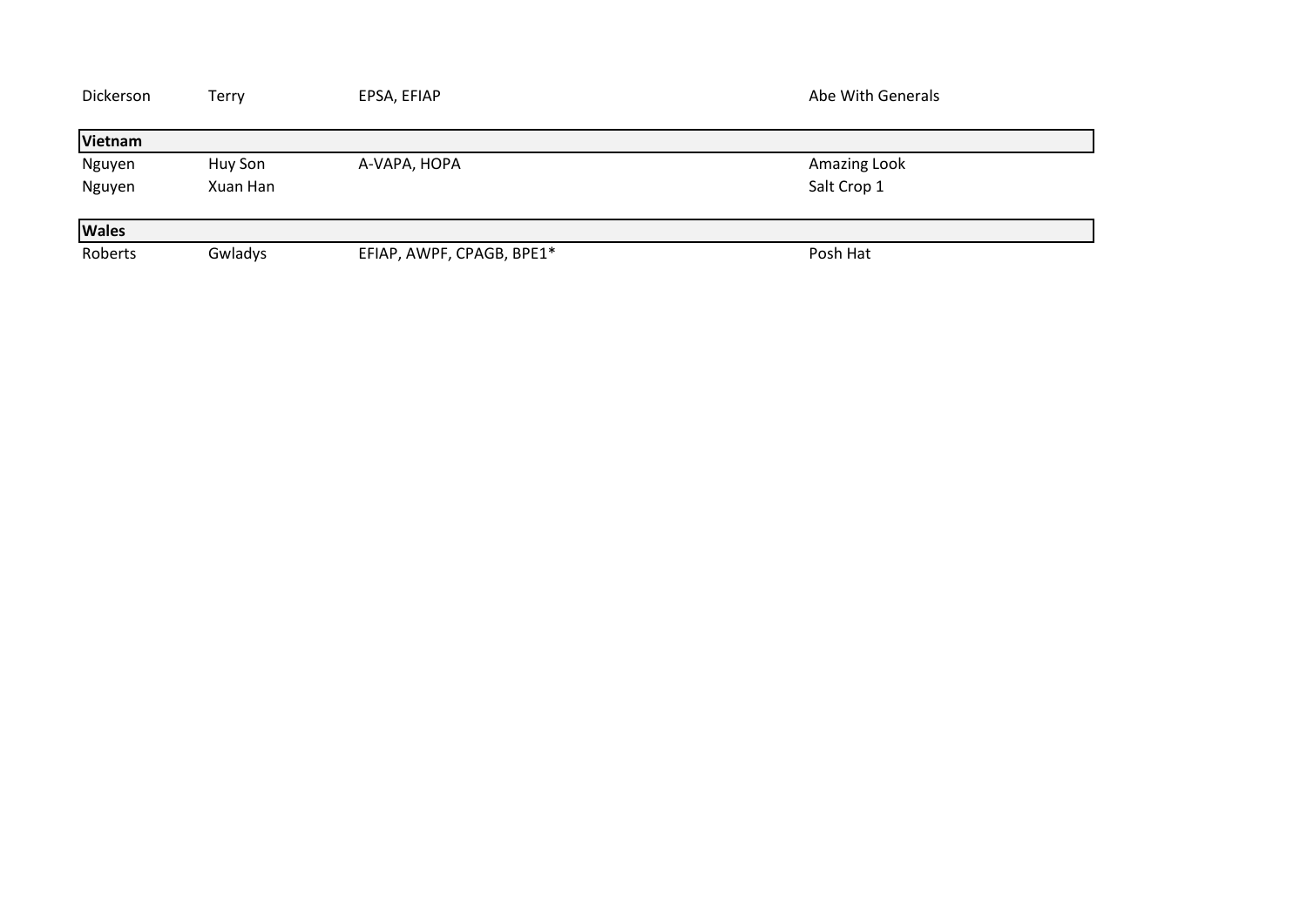| | | | |
|---|---|---|---|
| Dickerson | Terry | EPSA, EFIAP | Abe With Generals |
| **Vietnam** | | | |
| Nguyen | Huy Son | A-VAPA, HOPA | Amazing Look |
| Nguyen | Xuan Han | | Salt Crop 1 |
| **Wales** | | | |
| Roberts | Gwladys | EFIAP, AWPF, CPAGB, BPE1* | Posh Hat |